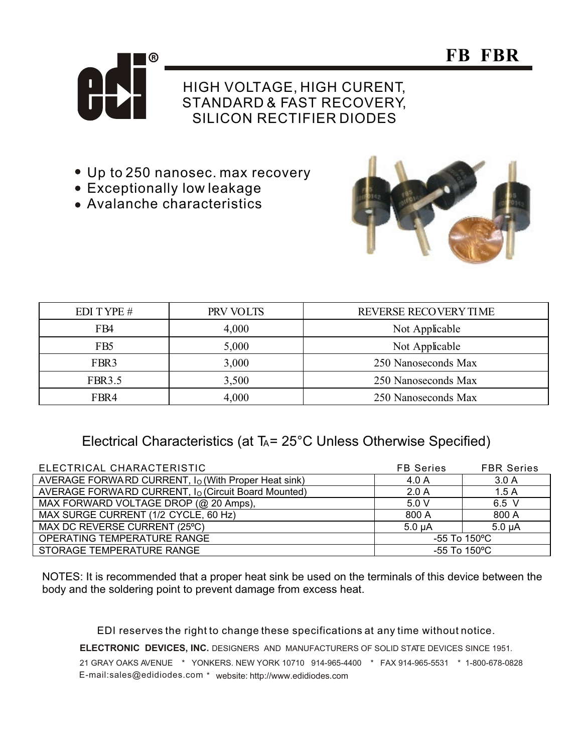# FB FBR

## HIGH VOLTAGE, HIGH CURENT, STANDARD & FAST RECOVERY, SILICON RECTIFIER DIODES

- Up to 250 nanosec. max recovery
- Exceptionally low leakage
- Avalanche characteristics

| EDI TYPE # | PRV VOLTS | REVERSE RECOVERY TIME |
|---|---|---|
| FB4 | 4,000 | Not Applicable |
| FB5 | 5,000 | Not Applicable |
| FBR3 | 3,000 | 250 Nanoseconds Max |
| FBR3.5 | 3,500 | 250 Nanoseconds Max |
| FBR4 | 4,000 | 250 Nanoseconds Max |

## Electrical Characteristics (at $T_A$= 25°C Unless Otherwise Specified)

| ELECTRICAL CHARACTERISTIC | FB Series | FBR Series |
|---|---|---|
| AVERAGE FORWARD CURRENT, $I_O$ (With Proper Heat sink) | 4.0 A | 3.0 A |
| AVERAGE FORWARD CURRENT, $I_O$ (Circuit Board Mounted) | 2.0 A | 1.5 A |
| MAX FORWARD VOLTAGE DROP (@ 20 Amps), | 5.0 V | 6.5 V |
| MAX SURGE CURRENT (1/2 CYCLE, 60 Hz) | 800 A | 800 A |
| MAX DC REVERSE CURRENT (25ºC) | 5.0 µA | 5.0 µA |
| OPERATING TEMPERATURE RANGE | -55 To 150ºC | |
| STORAGE TEMPERATURE RANGE | -55 To 150ºC | |

NOTES: It is recommended that a proper heat sink be used on the terminals of this device between the body and the soldering point to prevent damage from excess heat.

EDI reserves the right to change these specifications at any time without notice.

**ELECTRONIC DEVICES, INC.** DESIGNERS AND MANUFACTURERS OF SOLID STATE DEVICES SINCE 1951.

21 GRAY OAKS AVENUE * YONKERS. NEW YORK 10710 914-965-4400 * FAX 914-965-5531 * 1-800-678-0828

E-mail:sales@edidiodes.com * website: http://www.edidiodes.com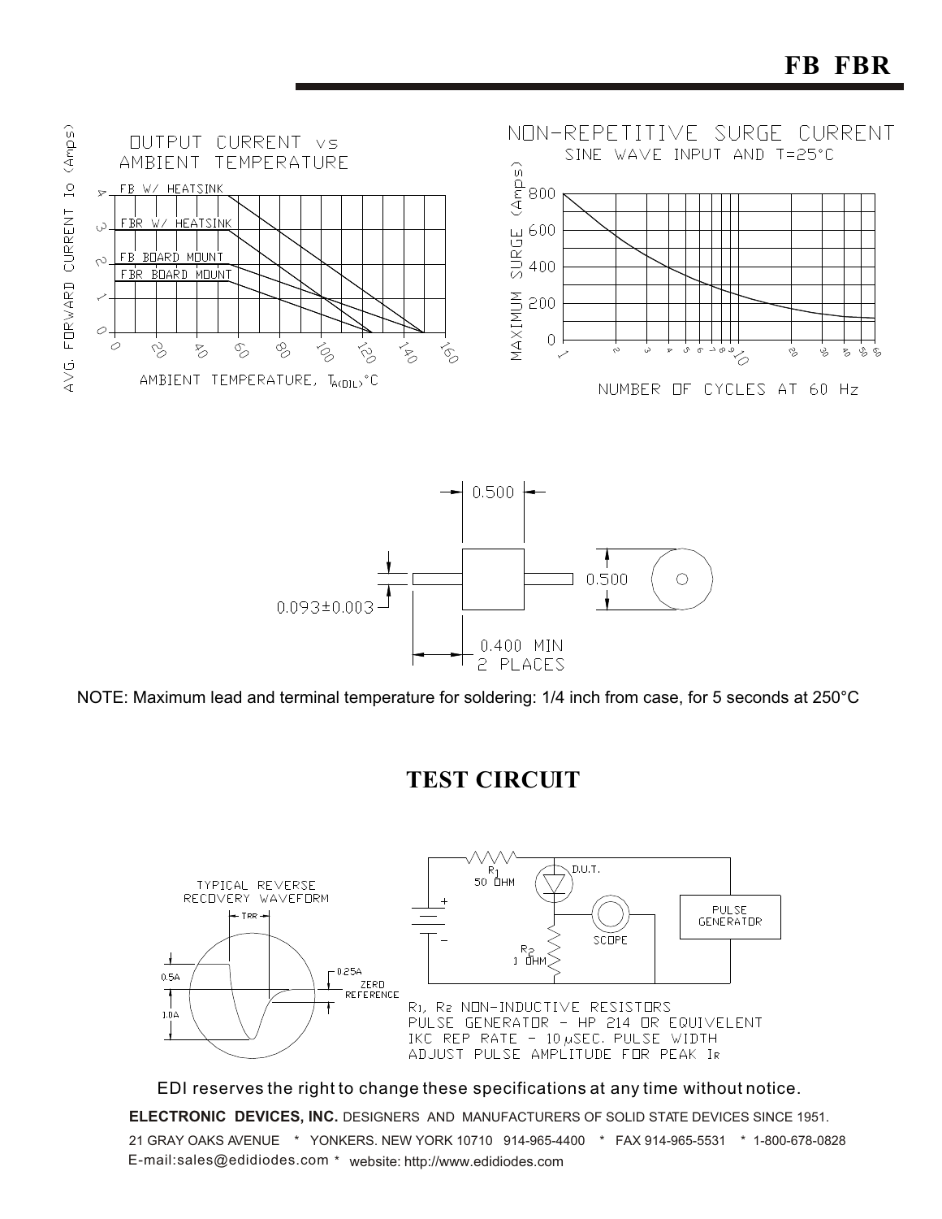OUTPUT CURRENT vs AMBIENT TEMPERATURE

AVG. FORWARD CURRENT Io (Amps)

FB W/ HEATSINK

FBR W/ HEATSINK

FB BOARD MOUNT

FBR BOARD MOUNT

0 1 2 3 4

0 20 40 60 80 100 120 140 160

AMBIENT TEMPERATURE, $T_{A(OIL)}$°C

NON-REPETITIVE SURGE CURRENT

SINE WAVE INPUT AND T=25°C

MAXIMUM SURGE (Amps)

0 200 400 600 800

1 2 3 4 5 6 7 8 9 10 20 30 40 50 60

NUMBER OF CYCLES AT 60 Hz

0.500

0.500

0.093±0.003

0.400 MIN

2 PLACES

NOTE: Maximum lead and terminal temperature for soldering: 1/4 inch from case, for 5 seconds at 250°C

## TEST CIRCUIT

TYPICAL REVERSE RECOVERY WAVEFORM

TRR

0.5A

1.0A

0.25A

ZERO REFERENCE

$R_1$ 50 OHM

D.U.T.

+

−

SCOPE

PULSE GENERATOR

$R_2$ 1 OHM

$R_1$, $R_2$ NON-INDUCTIVE RESISTORS

PULSE GENERATOR - HP 214 OR EQUIVELENT

IKC REP RATE - 10 μSEC. PULSE WIDTH

ADJUST PULSE AMPLITUDE FOR PEAK $I_R$

EDI reserves the right to change these specifications at any time without notice.

**ELECTRONIC DEVICES, INC.** DESIGNERS AND MANUFACTURERS OF SOLID STATE DEVICES SINCE 1951.

21 GRAY OAKS AVENUE * YONKERS. NEW YORK 10710 914-965-4400 * FAX 914-965-5531 * 1-800-678-0828

E-mail:sales@edidiodes.com * website: http://www.edidiodes.com